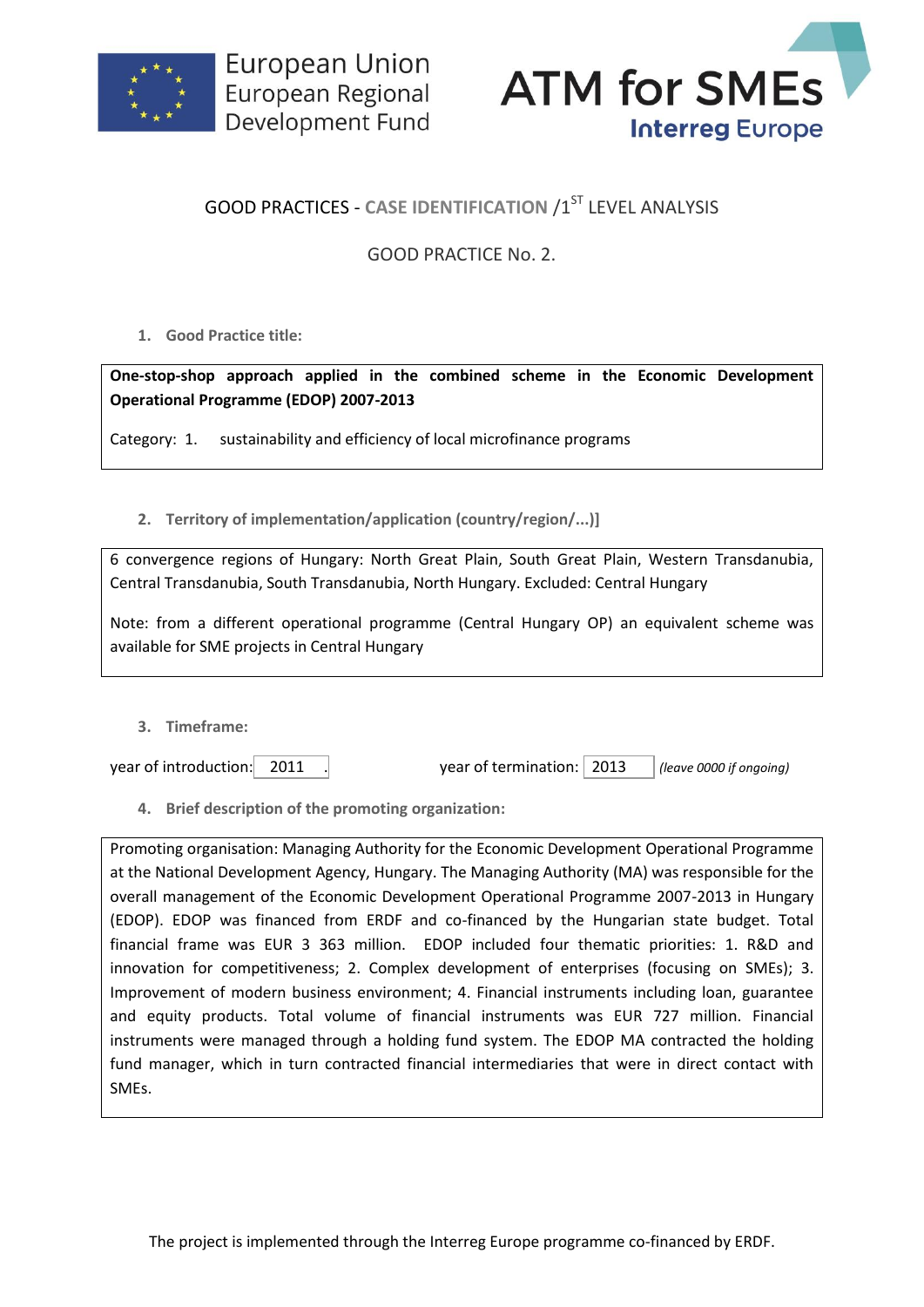European Union
European Regional
Development Fund

ATM for SMEs
Interreg Europe

# GOOD PRACTICES - CASE IDENTIFICATION /1ST LEVEL ANALYSIS

## GOOD PRACTICE No. 2.

### 1. Good Practice title:

**One-stop-shop approach applied in the combined scheme in the Economic Development Operational Programme (EDOP) 2007-2013**

Category: 1. sustainability and efficiency of local microfinance programs

### 2. Territory of implementation/application (country/region/...)]

6 convergence regions of Hungary: North Great Plain, South Great Plain, Western Transdanubia, Central Transdanubia, South Transdanubia, North Hungary. Excluded: Central Hungary

Note: from a different operational programme (Central Hungary OP) an equivalent scheme was available for SME projects in Central Hungary

### 3. Timeframe:

year of introduction: 2011 .    year of termination: 2013 *(leave 0000 if ongoing)*

### 4. Brief description of the promoting organization:

Promoting organisation: Managing Authority for the Economic Development Operational Programme at the National Development Agency, Hungary. The Managing Authority (MA) was responsible for the overall management of the Economic Development Operational Programme 2007-2013 in Hungary (EDOP). EDOP was financed from ERDF and co-financed by the Hungarian state budget. Total financial frame was EUR 3 363 million. EDOP included four thematic priorities: 1. R&D and innovation for competitiveness; 2. Complex development of enterprises (focusing on SMEs); 3. Improvement of modern business environment; 4. Financial instruments including loan, guarantee and equity products. Total volume of financial instruments was EUR 727 million. Financial instruments were managed through a holding fund system. The EDOP MA contracted the holding fund manager, which in turn contracted financial intermediaries that were in direct contact with SMEs.

The project is implemented through the Interreg Europe programme co-financed by ERDF.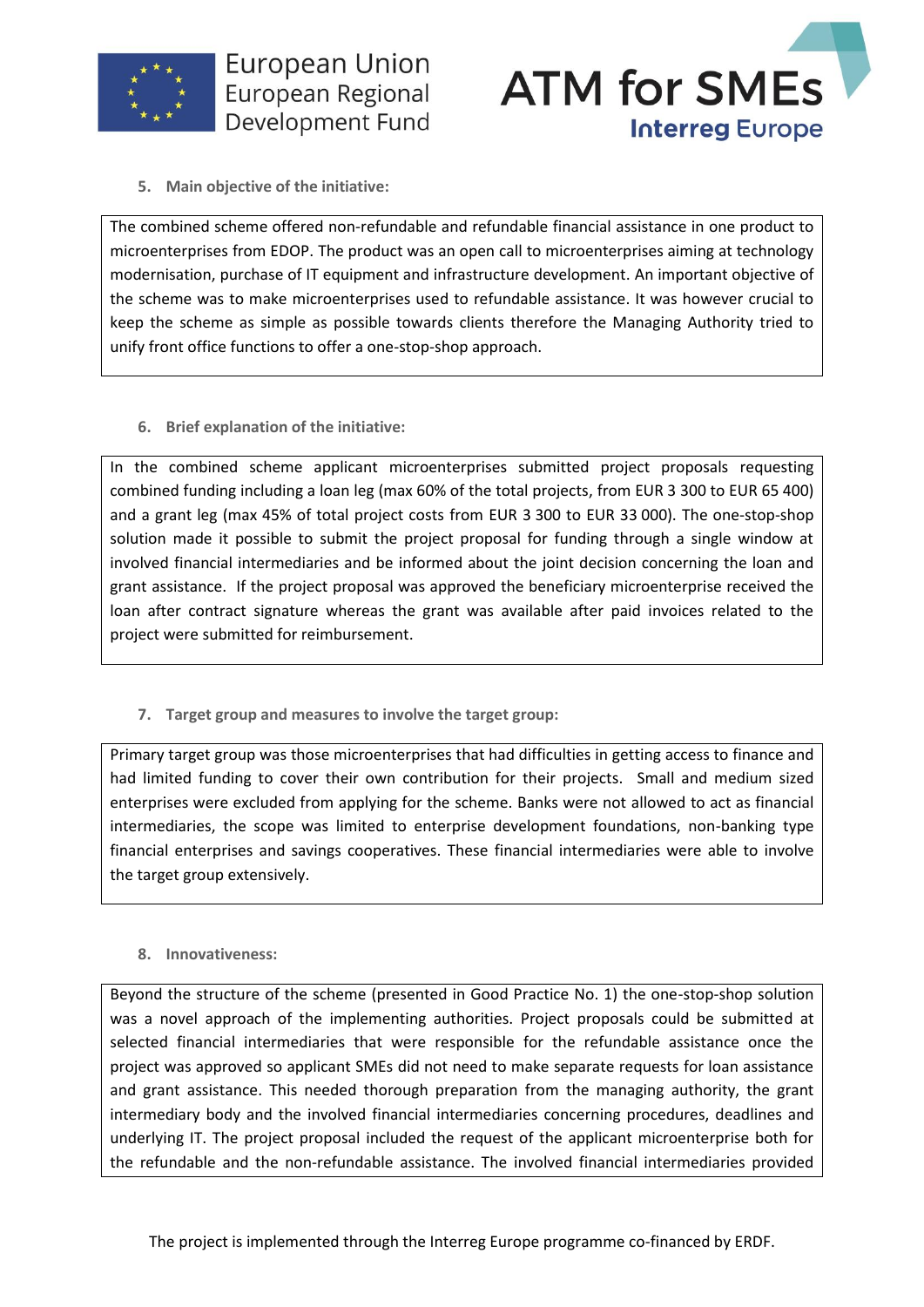5. **Main objective of the initiative:**

The combined scheme offered non-refundable and refundable financial assistance in one product to microenterprises from EDOP. The product was an open call to microenterprises aiming at technology modernisation, purchase of IT equipment and infrastructure development. An important objective of the scheme was to make microenterprises used to refundable assistance. It was however crucial to keep the scheme as simple as possible towards clients therefore the Managing Authority tried to unify front office functions to offer a one-stop-shop approach.

6. **Brief explanation of the initiative:**

In the combined scheme applicant microenterprises submitted project proposals requesting combined funding including a loan leg (max 60% of the total projects, from EUR 3 300 to EUR 65 400) and a grant leg (max 45% of total project costs from EUR 3 300 to EUR 33 000). The one-stop-shop solution made it possible to submit the project proposal for funding through a single window at involved financial intermediaries and be informed about the joint decision concerning the loan and grant assistance. If the project proposal was approved the beneficiary microenterprise received the loan after contract signature whereas the grant was available after paid invoices related to the project were submitted for reimbursement.

7. **Target group and measures to involve the target group:**

Primary target group was those microenterprises that had difficulties in getting access to finance and had limited funding to cover their own contribution for their projects. Small and medium sized enterprises were excluded from applying for the scheme. Banks were not allowed to act as financial intermediaries, the scope was limited to enterprise development foundations, non-banking type financial enterprises and savings cooperatives. These financial intermediaries were able to involve the target group extensively.

8. **Innovativeness:**

Beyond the structure of the scheme (presented in Good Practice No. 1) the one-stop-shop solution was a novel approach of the implementing authorities. Project proposals could be submitted at selected financial intermediaries that were responsible for the refundable assistance once the project was approved so applicant SMEs did not need to make separate requests for loan assistance and grant assistance. This needed thorough preparation from the managing authority, the grant intermediary body and the involved financial intermediaries concerning procedures, deadlines and underlying IT. The project proposal included the request of the applicant microenterprise both for the refundable and the non-refundable assistance. The involved financial intermediaries provided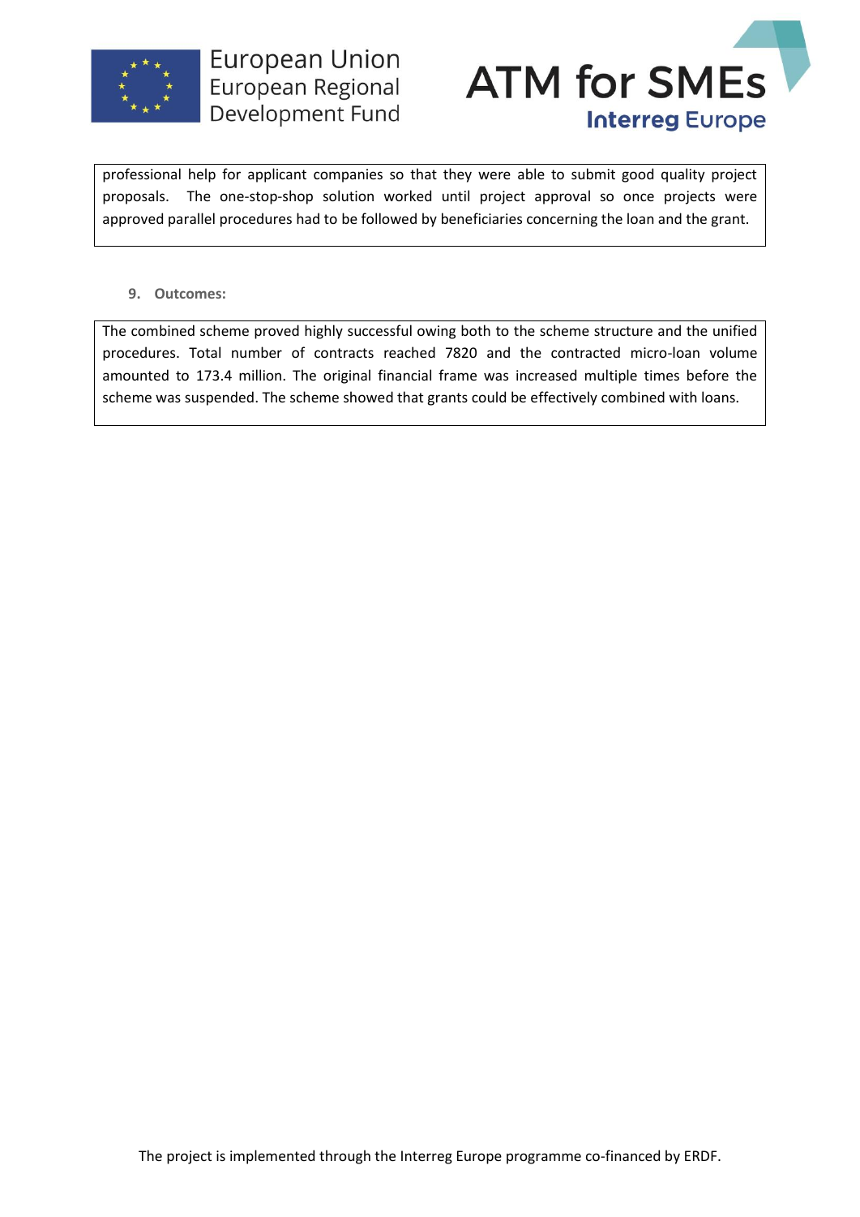professional help for applicant companies so that they were able to submit good quality project proposals. The one-stop-shop solution worked until project approval so once projects were approved parallel procedures had to be followed by beneficiaries concerning the loan and the grant.

9. **Outcomes:**

The combined scheme proved highly successful owing both to the scheme structure and the unified procedures. Total number of contracts reached 7820 and the contracted micro-loan volume amounted to 173.4 million. The original financial frame was increased multiple times before the scheme was suspended. The scheme showed that grants could be effectively combined with loans.